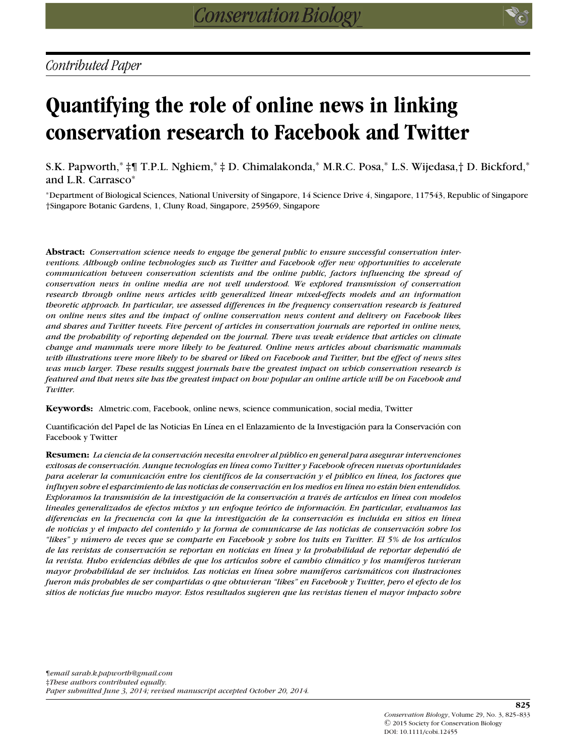*Contributed Paper*

# Quantifying the role of online news in linking conservation research to Facebook and Twitter

S.K. Papworth,* ‡¶ T.P.L. Nghiem,* ‡ D. Chimalakonda,* M.R.C. Posa,* L.S. Wijedasa,† D. Bickford,* and L.R. Carrasco*

*Department of Biological Sciences, National University of Singapore, 14 Science Drive 4, Singapore, 117543, Republic of Singapore
†Singapore Botanic Gardens, 1, Cluny Road, Singapore, 259569, Singapore

**Abstract:** *Conservation science needs to engage the general public to ensure successful conservation interventions. Although online technologies such as Twitter and Facebook offer new opportunities to accelerate communication between conservation scientists and the online public, factors influencing the spread of conservation news in online media are not well understood. We explored transmission of conservation research through online news articles with generalized linear mixed-effects models and an information theoretic approach. In particular, we assessed differences in the frequency conservation research is featured on online news sites and the impact of online conservation news content and delivery on Facebook likes and shares and Twitter tweets. Five percent of articles in conservation journals are reported in online news, and the probability of reporting depended on the journal. There was weak evidence that articles on climate change and mammals were more likely to be featured. Online news articles about charismatic mammals with illustrations were more likely to be shared or liked on Facebook and Twitter, but the effect of news sites was much larger. These results suggest journals have the greatest impact on which conservation research is featured and that news site has the greatest impact on how popular an online article will be on Facebook and Twitter.*

**Keywords:** Almetric.com, Facebook, online news, science communication, social media, Twitter

Cuantificación del Papel de las Noticias En Línea en el Enlazamiento de la Investigación para la Conservación con Facebook y Twitter

**Resumen:** *La ciencia de la conservación necesita envolver al público en general para asegurar intervenciones exitosas de conservación. Aunque tecnologías en línea como Twitter y Facebook ofrecen nuevas oportunidades para acelerar la comunicación entre los científicos de la conservación y el público en línea, los factores que influyen sobre el esparcimiento de las noticias de conservación en los medios en línea no están bien entendidos. Exploramos la transmisión de la investigación de la conservación a través de artículos en línea con modelos lineales generalizados de efectos mixtos y un enfoque teórico de información. En particular, evaluamos las diferencias en la frecuencia con la que la investigación de la conservación es incluida en sitios en línea de noticias y el impacto del contenido y la forma de comunicarse de las noticias de conservación sobre los "likes" y número de veces que se comparte en Facebook y sobre los tuits en Twitter. El 5% de los artículos de las revistas de conservación se reportan en noticias en línea y la probabilidad de reportar dependió de la revista. Hubo evidencias débiles de que los artículos sobre el cambio climático y los mamíferos tuvieran mayor probabilidad de ser incluidos. Las noticias en línea sobre mamíferos carismáticos con ilustraciones fueron más probables de ser compartidas o que obtuvieran "likes" en Facebook y Twitter, pero el efecto de los sitios de noticias fue mucho mayor. Estos resultados sugieren que las revistas tienen el mayor impacto sobre*

¶*email sarah.k.papworth@gmail.com*
‡*These authors contributed equally.*
*Paper submitted June 3, 2014; revised manuscript accepted October 20, 2014.*

*Conservation Biology*, Volume 29, No. 3, 825–833
© 2015 Society for Conservation Biology
DOI: 10.1111/cobi.12455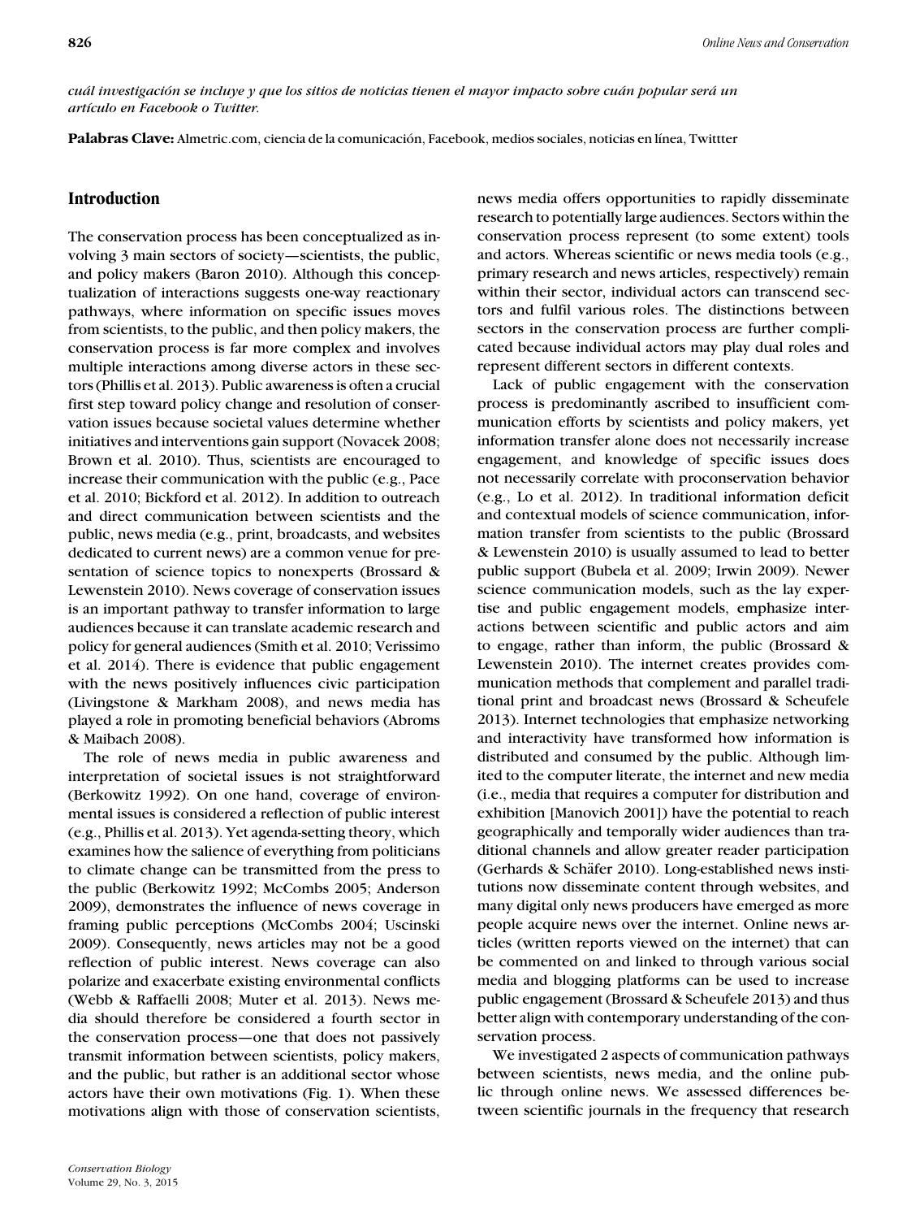*cuál investigación se incluye y que los sitios de noticias tienen el mayor impacto sobre cuán popular será un artículo en Facebook o Twitter.*

**Palabras Clave:** Almetric.com, ciencia de la comunicación, Facebook, medios sociales, noticias en línea, Twittter

## Introduction

The conservation process has been conceptualized as involving 3 main sectors of society—scientists, the public, and policy makers (Baron 2010). Although this conceptualization of interactions suggests one-way reactionary pathways, where information on specific issues moves from scientists, to the public, and then policy makers, the conservation process is far more complex and involves multiple interactions among diverse actors in these sectors (Phillis et al. 2013). Public awareness is often a crucial first step toward policy change and resolution of conservation issues because societal values determine whether initiatives and interventions gain support (Novacek 2008; Brown et al. 2010). Thus, scientists are encouraged to increase their communication with the public (e.g., Pace et al. 2010; Bickford et al. 2012). In addition to outreach and direct communication between scientists and the public, news media (e.g., print, broadcasts, and websites dedicated to current news) are a common venue for presentation of science topics to nonexperts (Brossard & Lewenstein 2010). News coverage of conservation issues is an important pathway to transfer information to large audiences because it can translate academic research and policy for general audiences (Smith et al. 2010; Verissimo et al. 2014). There is evidence that public engagement with the news positively influences civic participation (Livingstone & Markham 2008), and news media has played a role in promoting beneficial behaviors (Abroms & Maibach 2008).

The role of news media in public awareness and interpretation of societal issues is not straightforward (Berkowitz 1992). On one hand, coverage of environmental issues is considered a reflection of public interest (e.g., Phillis et al. 2013). Yet agenda-setting theory, which examines how the salience of everything from politicians to climate change can be transmitted from the press to the public (Berkowitz 1992; McCombs 2005; Anderson 2009), demonstrates the influence of news coverage in framing public perceptions (McCombs 2004; Uscinski 2009). Consequently, news articles may not be a good reflection of public interest. News coverage can also polarize and exacerbate existing environmental conflicts (Webb & Raffaelli 2008; Muter et al. 2013). News media should therefore be considered a fourth sector in the conservation process—one that does not passively transmit information between scientists, policy makers, and the public, but rather is an additional sector whose actors have their own motivations (Fig. 1). When these motivations align with those of conservation scientists, news media offers opportunities to rapidly disseminate research to potentially large audiences. Sectors within the conservation process represent (to some extent) tools and actors. Whereas scientific or news media tools (e.g., primary research and news articles, respectively) remain within their sector, individual actors can transcend sectors and fulfil various roles. The distinctions between sectors in the conservation process are further complicated because individual actors may play dual roles and represent different sectors in different contexts.

Lack of public engagement with the conservation process is predominantly ascribed to insufficient communication efforts by scientists and policy makers, yet information transfer alone does not necessarily increase engagement, and knowledge of specific issues does not necessarily correlate with proconservation behavior (e.g., Lo et al. 2012). In traditional information deficit and contextual models of science communication, information transfer from scientists to the public (Brossard & Lewenstein 2010) is usually assumed to lead to better public support (Bubela et al. 2009; Irwin 2009). Newer science communication models, such as the lay expertise and public engagement models, emphasize interactions between scientific and public actors and aim to engage, rather than inform, the public (Brossard & Lewenstein 2010). The internet creates provides communication methods that complement and parallel traditional print and broadcast news (Brossard & Scheufele 2013). Internet technologies that emphasize networking and interactivity have transformed how information is distributed and consumed by the public. Although limited to the computer literate, the internet and new media (i.e., media that requires a computer for distribution and exhibition [Manovich 2001]) have the potential to reach geographically and temporally wider audiences than traditional channels and allow greater reader participation (Gerhards & Schäfer 2010). Long-established news institutions now disseminate content through websites, and many digital only news producers have emerged as more people acquire news over the internet. Online news articles (written reports viewed on the internet) that can be commented on and linked to through various social media and blogging platforms can be used to increase public engagement (Brossard & Scheufele 2013) and thus better align with contemporary understanding of the conservation process.

We investigated 2 aspects of communication pathways between scientists, news media, and the online public through online news. We assessed differences between scientific journals in the frequency that research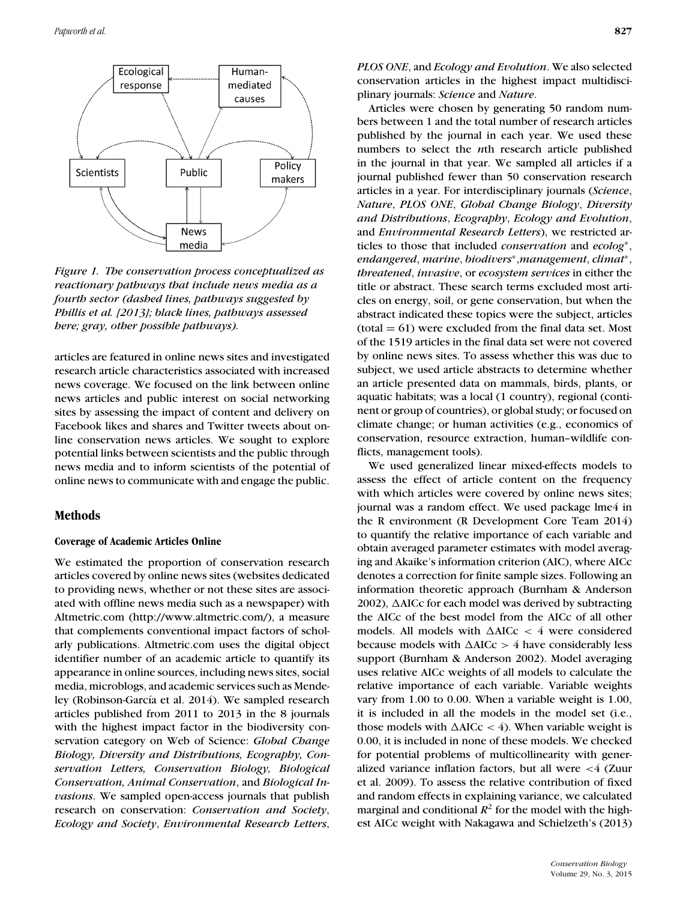Figure 1. The conservation process conceptualized as reactionary pathways that include news media as a fourth sector (dashed lines, pathways suggested by Phillis et al. [2013]; black lines, pathways assessed here; gray, other possible pathways).

articles are featured in online news sites and investigated research article characteristics associated with increased news coverage. We focused on the link between online news articles and public interest on social networking sites by assessing the impact of content and delivery on Facebook likes and shares and Twitter tweets about online conservation news articles. We sought to explore potential links between scientists and the public through news media and to inform scientists of the potential of online news to communicate with and engage the public.

## Methods

### Coverage of Academic Articles Online

We estimated the proportion of conservation research articles covered by online news sites (websites dedicated to providing news, whether or not these sites are associated with offline news media such as a newspaper) with Altmetric.com (http://www.altmetric.com/), a measure that complements conventional impact factors of scholarly publications. Altmetric.com uses the digital object identifier number of an academic article to quantify its appearance in online sources, including news sites, social media, microblogs, and academic services such as Mendeley (Robinson-García et al. 2014). We sampled research articles published from 2011 to 2013 in the 8 journals with the highest impact factor in the biodiversity conservation category on Web of Science: *Global Change Biology, Diversity and Distributions, Ecography, Conservation Letters, Conservation Biology, Biological Conservation, Animal Conservation*, and *Biological Invasions*. We sampled open-access journals that publish research on conservation: *Conservation and Society*, *Ecology and Society*, *Environmental Research Letters*, *PLOS ONE*, and *Ecology and Evolution*. We also selected conservation articles in the highest impact multidisciplinary journals: *Science* and *Nature*.

Articles were chosen by generating 50 random numbers between 1 and the total number of research articles published by the journal in each year. We used these numbers to select the *n*th research article published in the journal in that year. We sampled all articles if a journal published fewer than 50 conservation research articles in a year. For interdisciplinary journals (*Science*, *Nature*, *PLOS ONE*, *Global Change Biology*, *Diversity and Distributions*, *Ecography*, *Ecology and Evolution*, and *Environmental Research Letters*), we restricted articles to those that included *conservation* and *ecolog**, *endangered*, *marine*, *biodivers**,*management*, *climat**, *threatened*, *invasive*, or *ecosystem services* in either the title or abstract. These search terms excluded most articles on energy, soil, or gene conservation, but when the abstract indicated these topics were the subject, articles (total = 61) were excluded from the final data set. Most of the 1519 articles in the final data set were not covered by online news sites. To assess whether this was due to subject, we used article abstracts to determine whether an article presented data on mammals, birds, plants, or aquatic habitats; was a local (1 country), regional (continent or group of countries), or global study; or focused on climate change; or human activities (e.g., economics of conservation, resource extraction, human–wildlife conflicts, management tools).

We used generalized linear mixed-effects models to assess the effect of article content on the frequency with which articles were covered by online news sites; journal was a random effect. We used package lme4 in the R environment (R Development Core Team 2014) to quantify the relative importance of each variable and obtain averaged parameter estimates with model averaging and Akaike's information criterion (AIC), where AICc denotes a correction for finite sample sizes. Following an information theoretic approach (Burnham & Anderson 2002), ΔAICc for each model was derived by subtracting the AICc of the best model from the AICc of all other models. All models with ΔAICc < 4 were considered because models with ΔAICc > 4 have considerably less support (Burnham & Anderson 2002). Model averaging uses relative AICc weights of all models to calculate the relative importance of each variable. Variable weights vary from 1.00 to 0.00. When a variable weight is 1.00, it is included in all the models in the model set (i.e., those models with ΔAICc < 4). When variable weight is 0.00, it is included in none of these models. We checked for potential problems of multicollinearity with generalized variance inflation factors, but all were <4 (Zuur et al. 2009). To assess the relative contribution of fixed and random effects in explaining variance, we calculated marginal and conditional $R^2$ for the model with the highest AICc weight with Nakagawa and Schielzeth's (2013)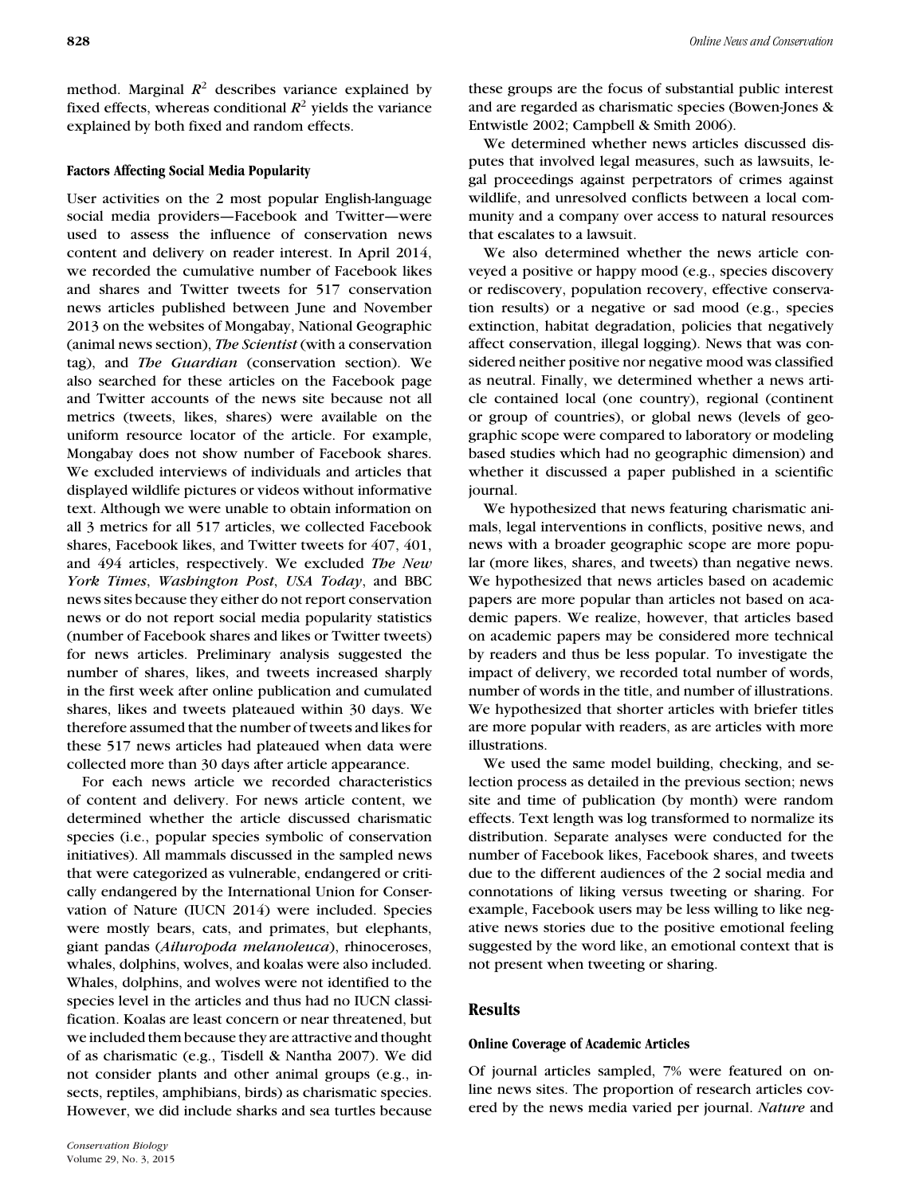method. Marginal $R^2$ describes variance explained by fixed effects, whereas conditional $R^2$ yields the variance explained by both fixed and random effects.

### Factors Affecting Social Media Popularity

User activities on the 2 most popular English-language social media providers—Facebook and Twitter—were used to assess the influence of conservation news content and delivery on reader interest. In April 2014, we recorded the cumulative number of Facebook likes and shares and Twitter tweets for 517 conservation news articles published between June and November 2013 on the websites of Mongabay, National Geographic (animal news section), *The Scientist* (with a conservation tag), and *The Guardian* (conservation section). We also searched for these articles on the Facebook page and Twitter accounts of the news site because not all metrics (tweets, likes, shares) were available on the uniform resource locator of the article. For example, Mongabay does not show number of Facebook shares. We excluded interviews of individuals and articles that displayed wildlife pictures or videos without informative text. Although we were unable to obtain information on all 3 metrics for all 517 articles, we collected Facebook shares, Facebook likes, and Twitter tweets for 407, 401, and 494 articles, respectively. We excluded *The New York Times*, *Washington Post*, *USA Today*, and BBC news sites because they either do not report conservation news or do not report social media popularity statistics (number of Facebook shares and likes or Twitter tweets) for news articles. Preliminary analysis suggested the number of shares, likes, and tweets increased sharply in the first week after online publication and cumulated shares, likes and tweets plateaued within 30 days. We therefore assumed that the number of tweets and likes for these 517 news articles had plateaued when data were collected more than 30 days after article appearance.

For each news article we recorded characteristics of content and delivery. For news article content, we determined whether the article discussed charismatic species (i.e., popular species symbolic of conservation initiatives). All mammals discussed in the sampled news that were categorized as vulnerable, endangered or critically endangered by the International Union for Conservation of Nature (IUCN 2014) were included. Species were mostly bears, cats, and primates, but elephants, giant pandas (*Ailuropoda melanoleuca*), rhinoceroses, whales, dolphins, wolves, and koalas were also included. Whales, dolphins, and wolves were not identified to the species level in the articles and thus had no IUCN classification. Koalas are least concern or near threatened, but we included them because they are attractive and thought of as charismatic (e.g., Tisdell & Nantha 2007). We did not consider plants and other animal groups (e.g., insects, reptiles, amphibians, birds) as charismatic species. However, we did include sharks and sea turtles because these groups are the focus of substantial public interest and are regarded as charismatic species (Bowen-Jones & Entwistle 2002; Campbell & Smith 2006).

We determined whether news articles discussed disputes that involved legal measures, such as lawsuits, legal proceedings against perpetrators of crimes against wildlife, and unresolved conflicts between a local community and a company over access to natural resources that escalates to a lawsuit.

We also determined whether the news article conveyed a positive or happy mood (e.g., species discovery or rediscovery, population recovery, effective conservation results) or a negative or sad mood (e.g., species extinction, habitat degradation, policies that negatively affect conservation, illegal logging). News that was considered neither positive nor negative mood was classified as neutral. Finally, we determined whether a news article contained local (one country), regional (continent or group of countries), or global news (levels of geographic scope were compared to laboratory or modeling based studies which had no geographic dimension) and whether it discussed a paper published in a scientific journal.

We hypothesized that news featuring charismatic animals, legal interventions in conflicts, positive news, and news with a broader geographic scope are more popular (more likes, shares, and tweets) than negative news. We hypothesized that news articles based on academic papers are more popular than articles not based on academic papers. We realize, however, that articles based on academic papers may be considered more technical by readers and thus be less popular. To investigate the impact of delivery, we recorded total number of words, number of words in the title, and number of illustrations. We hypothesized that shorter articles with briefer titles are more popular with readers, as are articles with more illustrations.

We used the same model building, checking, and selection process as detailed in the previous section; news site and time of publication (by month) were random effects. Text length was log transformed to normalize its distribution. Separate analyses were conducted for the number of Facebook likes, Facebook shares, and tweets due to the different audiences of the 2 social media and connotations of liking versus tweeting or sharing. For example, Facebook users may be less willing to like negative news stories due to the positive emotional feeling suggested by the word like, an emotional context that is not present when tweeting or sharing.

## Results

### Online Coverage of Academic Articles

Of journal articles sampled, 7% were featured on online news sites. The proportion of research articles covered by the news media varied per journal. *Nature* and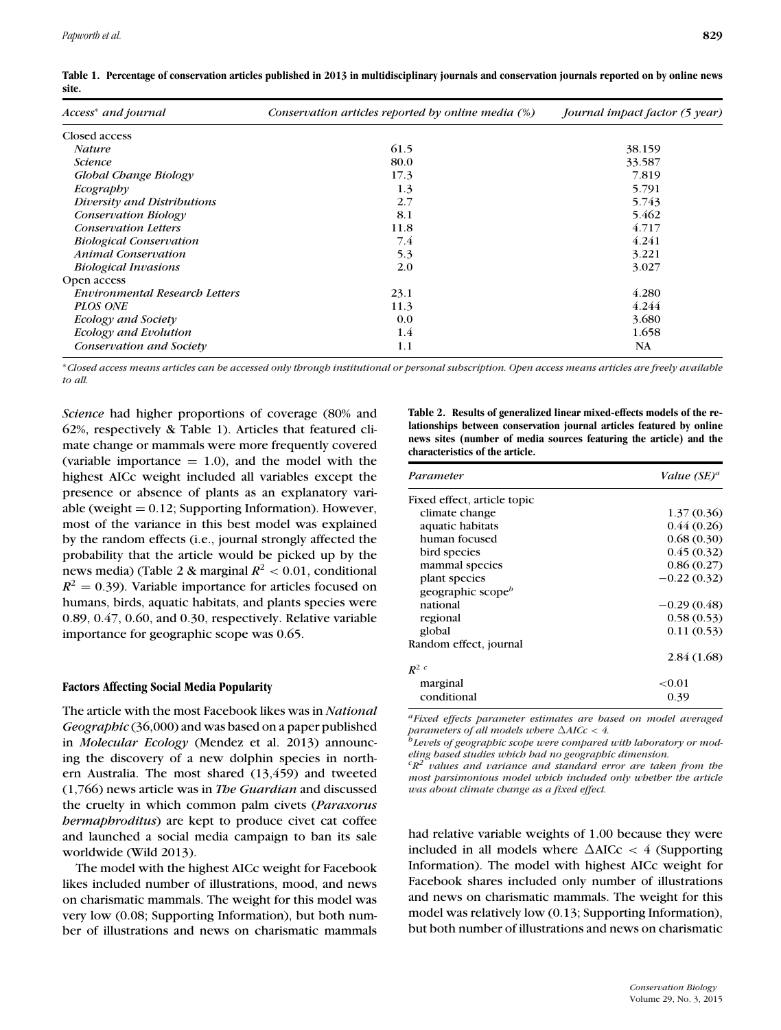**Table 1. Percentage of conservation articles published in 2013 in multidisciplinary journals and conservation journals reported on by online news site.**

| *Access\* and journal* | *Conservation articles reported by online media (%)* | *Journal impact factor (5 year)* |
|---|---|---|
| Closed access | | |
| *Nature* | 61.5 | 38.159 |
| *Science* | 80.0 | 33.587 |
| *Global Change Biology* | 17.3 | 7.819 |
| *Ecography* | 1.3 | 5.791 |
| *Diversity and Distributions* | 2.7 | 5.743 |
| *Conservation Biology* | 8.1 | 5.462 |
| *Conservation Letters* | 11.8 | 4.717 |
| *Biological Conservation* | 7.4 | 4.241 |
| *Animal Conservation* | 5.3 | 3.221 |
| *Biological Invasions* | 2.0 | 3.027 |
| Open access | | |
| *Environmental Research Letters* | 23.1 | 4.280 |
| *PLOS ONE* | 11.3 | 4.244 |
| *Ecology and Society* | 0.0 | 3.680 |
| *Ecology and Evolution* | 1.4 | 1.658 |
| *Conservation and Society* | 1.1 | NA |

*\*Closed access means articles can be accessed only through institutional or personal subscription. Open access means articles are freely available to all.*

*Science* had higher proportions of coverage (80% and 62%, respectively & Table 1). Articles that featured climate change or mammals were more frequently covered (variable importance = 1.0), and the model with the highest AICc weight included all variables except the presence or absence of plants as an explanatory variable (weight = 0.12; Supporting Information). However, most of the variance in this best model was explained by the random effects (i.e., journal strongly affected the probability that the article would be picked up by the news media) (Table 2 & marginal $R^2 < 0.01$, conditional $R^2 = 0.39$). Variable importance for articles focused on humans, birds, aquatic habitats, and plants species were 0.89, 0.47, 0.60, and 0.30, respectively. Relative variable importance for geographic scope was 0.65.

**Table 2. Results of generalized linear mixed-effects models of the relationships between conservation journal articles featured by online news sites (number of media sources featuring the article) and the characteristics of the article.**

| *Parameter* | *Value (SE)*[a] |
|---|---|
| Fixed effect, article topic | |
| climate change | 1.37 (0.36) |
| aquatic habitats | 0.44 (0.26) |
| human focused | 0.68 (0.30) |
| bird species | 0.45 (0.32) |
| mammal species | 0.86 (0.27) |
| plant species | −0.22 (0.32) |
| geographic scope[b] | |
| national | −0.29 (0.48) |
| regional | 0.58 (0.53) |
| global | 0.11 (0.53) |
| Random effect, journal | |
| | 2.84 (1.68) |
| $R^2$ [c] | |
| marginal | <0.01 |
| conditional | 0.39 |

[a]*Fixed effects parameter estimates are based on model averaged parameters of all models where $\Delta AICc < 4$.*
[b]*Levels of geographic scope were compared with laboratory or modeling based studies which had no geographic dimension.*
[c]*$R^2$ values and variance and standard error are taken from the most parsimonious model which included only whether the article was about climate change as a fixed effect.*

#### Factors Affecting Social Media Popularity

The article with the most Facebook likes was in *National Geographic* (36,000) and was based on a paper published in *Molecular Ecology* (Mendez et al. 2013) announcing the discovery of a new dolphin species in northern Australia. The most shared (13,459) and tweeted (1,766) news article was in *The Guardian* and discussed the cruelty in which common palm civets (*Paraxorus hermaphroditus*) are kept to produce civet cat coffee and launched a social media campaign to ban its sale worldwide (Wild 2013).

The model with the highest AICc weight for Facebook likes included number of illustrations, mood, and news on charismatic mammals. The weight for this model was very low (0.08; Supporting Information), but both number of illustrations and news on charismatic mammals had relative variable weights of 1.00 because they were included in all models where $\Delta AICc < 4$ (Supporting Information). The model with highest AICc weight for Facebook shares included only number of illustrations and news on charismatic mammals. The weight for this model was relatively low (0.13; Supporting Information), but both number of illustrations and news on charismatic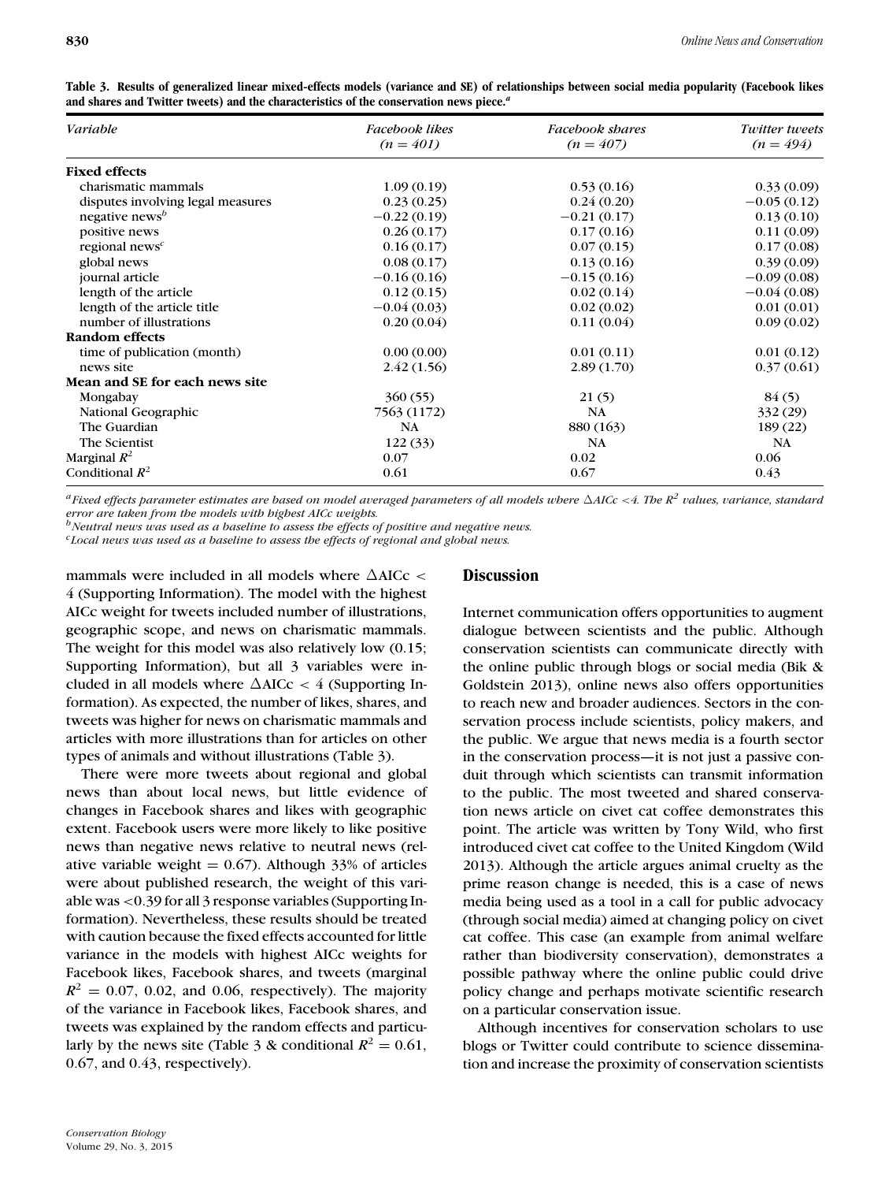**Table 3. Results of generalized linear mixed-effects models (variance and SE) of relationships between social media popularity (Facebook likes and shares and Twitter tweets) and the characteristics of the conservation news piece.[a]**

| *Variable* | *Facebook likes (n = 401)* | *Facebook shares (n = 407)* | *Twitter tweets (n = 494)* |
|---|---|---|---|
| **Fixed effects** | | | |
| charismatic mammals | 1.09 (0.19) | 0.53 (0.16) | 0.33 (0.09) |
| disputes involving legal measures | 0.23 (0.25) | 0.24 (0.20) | −0.05 (0.12) |
| negative news[b] | −0.22 (0.19) | −0.21 (0.17) | 0.13 (0.10) |
| positive news | 0.26 (0.17) | 0.17 (0.16) | 0.11 (0.09) |
| regional news[c] | 0.16 (0.17) | 0.07 (0.15) | 0.17 (0.08) |
| global news | 0.08 (0.17) | 0.13 (0.16) | 0.39 (0.09) |
| journal article | −0.16 (0.16) | −0.15 (0.16) | −0.09 (0.08) |
| length of the article | 0.12 (0.15) | 0.02 (0.14) | −0.04 (0.08) |
| length of the article title | −0.04 (0.03) | 0.02 (0.02) | 0.01 (0.01) |
| number of illustrations | 0.20 (0.04) | 0.11 (0.04) | 0.09 (0.02) |
| **Random effects** | | | |
| time of publication (month) | 0.00 (0.00) | 0.01 (0.11) | 0.01 (0.12) |
| news site | 2.42 (1.56) | 2.89 (1.70) | 0.37 (0.61) |
| **Mean and SE for each news site** | | | |
| Mongabay | 360 (55) | 21 (5) | 84 (5) |
| National Geographic | 7563 (1172) | NA | 332 (29) |
| The Guardian | NA | 880 (163) | 189 (22) |
| The Scientist | 122 (33) | NA | NA |
| Marginal $R^2$ | 0.07 | 0.02 | 0.06 |
| Conditional $R^2$ | 0.61 | 0.67 | 0.43 |

[a] *Fixed effects parameter estimates are based on model averaged parameters of all models where $\Delta$AICc <4. The $R^2$ values, variance, standard error are taken from the models with highest AICc weights.*
[b] *Neutral news was used as a baseline to assess the effects of positive and negative news.*
[c] *Local news was used as a baseline to assess the effects of regional and global news.*

mammals were included in all models where $\Delta$AICc < 4 (Supporting Information). The model with the highest AICc weight for tweets included number of illustrations, geographic scope, and news on charismatic mammals. The weight for this model was also relatively low (0.15; Supporting Information), but all 3 variables were included in all models where $\Delta$AICc < 4 (Supporting Information). As expected, the number of likes, shares, and tweets was higher for news on charismatic mammals and articles with more illustrations than for articles on other types of animals and without illustrations (Table 3).

There were more tweets about regional and global news than about local news, but little evidence of changes in Facebook shares and likes with geographic extent. Facebook users were more likely to like positive news than negative news relative to neutral news (relative variable weight = 0.67). Although 33% of articles were about published research, the weight of this variable was <0.39 for all 3 response variables (Supporting Information). Nevertheless, these results should be treated with caution because the fixed effects accounted for little variance in the models with highest AICc weights for Facebook likes, Facebook shares, and tweets (marginal $R^2$ = 0.07, 0.02, and 0.06, respectively). The majority of the variance in Facebook likes, Facebook shares, and tweets was explained by the random effects and particularly by the news site (Table 3 & conditional $R^2$ = 0.61, 0.67, and 0.43, respectively).

## Discussion

Internet communication offers opportunities to augment dialogue between scientists and the public. Although conservation scientists can communicate directly with the online public through blogs or social media (Bik & Goldstein 2013), online news also offers opportunities to reach new and broader audiences. Sectors in the conservation process include scientists, policy makers, and the public. We argue that news media is a fourth sector in the conservation process—it is not just a passive conduit through which scientists can transmit information to the public. The most tweeted and shared conservation news article on civet cat coffee demonstrates this point. The article was written by Tony Wild, who first introduced civet cat coffee to the United Kingdom (Wild 2013). Although the article argues animal cruelty as the prime reason change is needed, this is a case of news media being used as a tool in a call for public advocacy (through social media) aimed at changing policy on civet cat coffee. This case (an example from animal welfare rather than biodiversity conservation), demonstrates a possible pathway where the online public could drive policy change and perhaps motivate scientific research on a particular conservation issue.

Although incentives for conservation scholars to use blogs or Twitter could contribute to science dissemination and increase the proximity of conservation scientists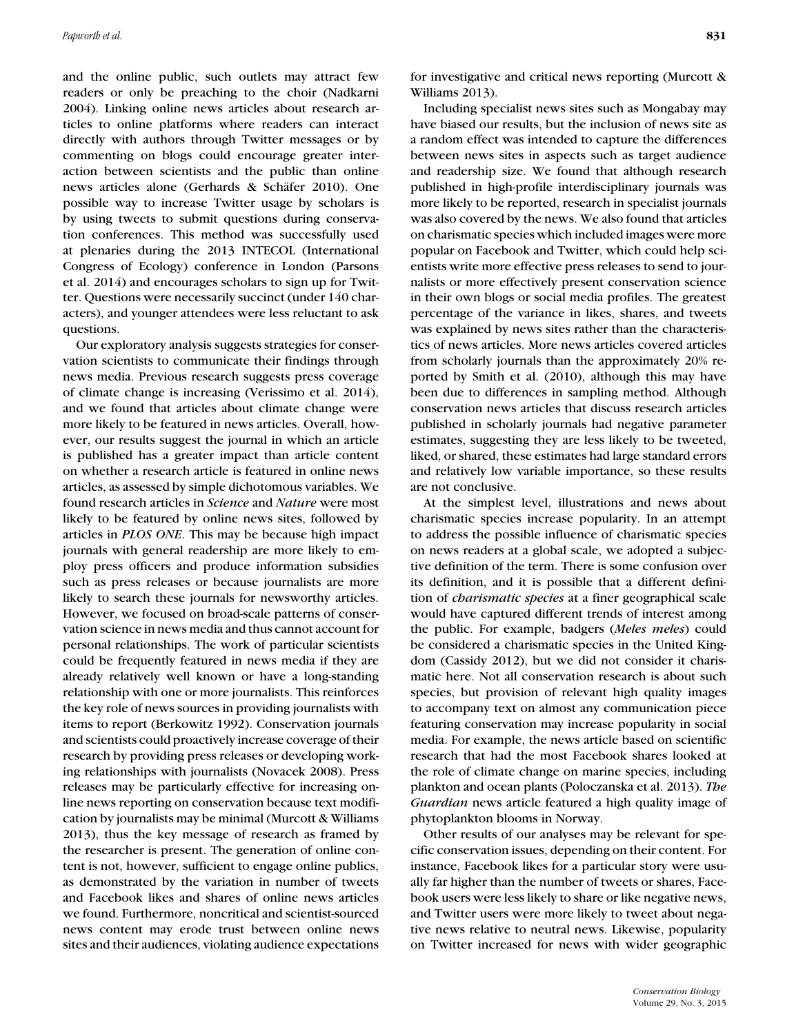and the online public, such outlets may attract few readers or only be preaching to the choir (Nadkarni 2004). Linking online news articles about research articles to online platforms where readers can interact directly with authors through Twitter messages or by commenting on blogs could encourage greater interaction between scientists and the public than online news articles alone (Gerhards & Schäfer 2010). One possible way to increase Twitter usage by scholars is by using tweets to submit questions during conservation conferences. This method was successfully used at plenaries during the 2013 INTECOL (International Congress of Ecology) conference in London (Parsons et al. 2014) and encourages scholars to sign up for Twitter. Questions were necessarily succinct (under 140 characters), and younger attendees were less reluctant to ask questions.

Our exploratory analysis suggests strategies for conservation scientists to communicate their findings through news media. Previous research suggests press coverage of climate change is increasing (Verissimo et al. 2014), and we found that articles about climate change were more likely to be featured in news articles. Overall, however, our results suggest the journal in which an article is published has a greater impact than article content on whether a research article is featured in online news articles, as assessed by simple dichotomous variables. We found research articles in *Science* and *Nature* were most likely to be featured by online news sites, followed by articles in *PLOS ONE*. This may be because high impact journals with general readership are more likely to employ press officers and produce information subsidies such as press releases or because journalists are more likely to search these journals for newsworthy articles. However, we focused on broad-scale patterns of conservation science in news media and thus cannot account for personal relationships. The work of particular scientists could be frequently featured in news media if they are already relatively well known or have a long-standing relationship with one or more journalists. This reinforces the key role of news sources in providing journalists with items to report (Berkowitz 1992). Conservation journals and scientists could proactively increase coverage of their research by providing press releases or developing working relationships with journalists (Novacek 2008). Press releases may be particularly effective for increasing online news reporting on conservation because text modification by journalists may be minimal (Murcott & Williams 2013), thus the key message of research as framed by the researcher is present. The generation of online content is not, however, sufficient to engage online publics, as demonstrated by the variation in number of tweets and Facebook likes and shares of online news articles we found. Furthermore, noncritical and scientist-sourced news content may erode trust between online news sites and their audiences, violating audience expectations for investigative and critical news reporting (Murcott & Williams 2013).

Including specialist news sites such as Mongabay may have biased our results, but the inclusion of news site as a random effect was intended to capture the differences between news sites in aspects such as target audience and readership size. We found that although research published in high-profile interdisciplinary journals was more likely to be reported, research in specialist journals was also covered by the news. We also found that articles on charismatic species which included images were more popular on Facebook and Twitter, which could help scientists write more effective press releases to send to journalists or more effectively present conservation science in their own blogs or social media profiles. The greatest percentage of the variance in likes, shares, and tweets was explained by news sites rather than the characteristics of news articles. More news articles covered articles from scholarly journals than the approximately 20% reported by Smith et al. (2010), although this may have been due to differences in sampling method. Although conservation news articles that discuss research articles published in scholarly journals had negative parameter estimates, suggesting they are less likely to be tweeted, liked, or shared, these estimates had large standard errors and relatively low variable importance, so these results are not conclusive.

At the simplest level, illustrations and news about charismatic species increase popularity. In an attempt to address the possible influence of charismatic species on news readers at a global scale, we adopted a subjective definition of the term. There is some confusion over its definition, and it is possible that a different definition of *charismatic species* at a finer geographical scale would have captured different trends of interest among the public. For example, badgers (*Meles meles*) could be considered a charismatic species in the United Kingdom (Cassidy 2012), but we did not consider it charismatic here. Not all conservation research is about such species, but provision of relevant high quality images to accompany text on almost any communication piece featuring conservation may increase popularity in social media. For example, the news article based on scientific research that had the most Facebook shares looked at the role of climate change on marine species, including plankton and ocean plants (Poloczanska et al. 2013). *The Guardian* news article featured a high quality image of phytoplankton blooms in Norway.

Other results of our analyses may be relevant for specific conservation issues, depending on their content. For instance, Facebook likes for a particular story were usually far higher than the number of tweets or shares, Facebook users were less likely to share or like negative news, and Twitter users were more likely to tweet about negative news relative to neutral news. Likewise, popularity on Twitter increased for news with wider geographic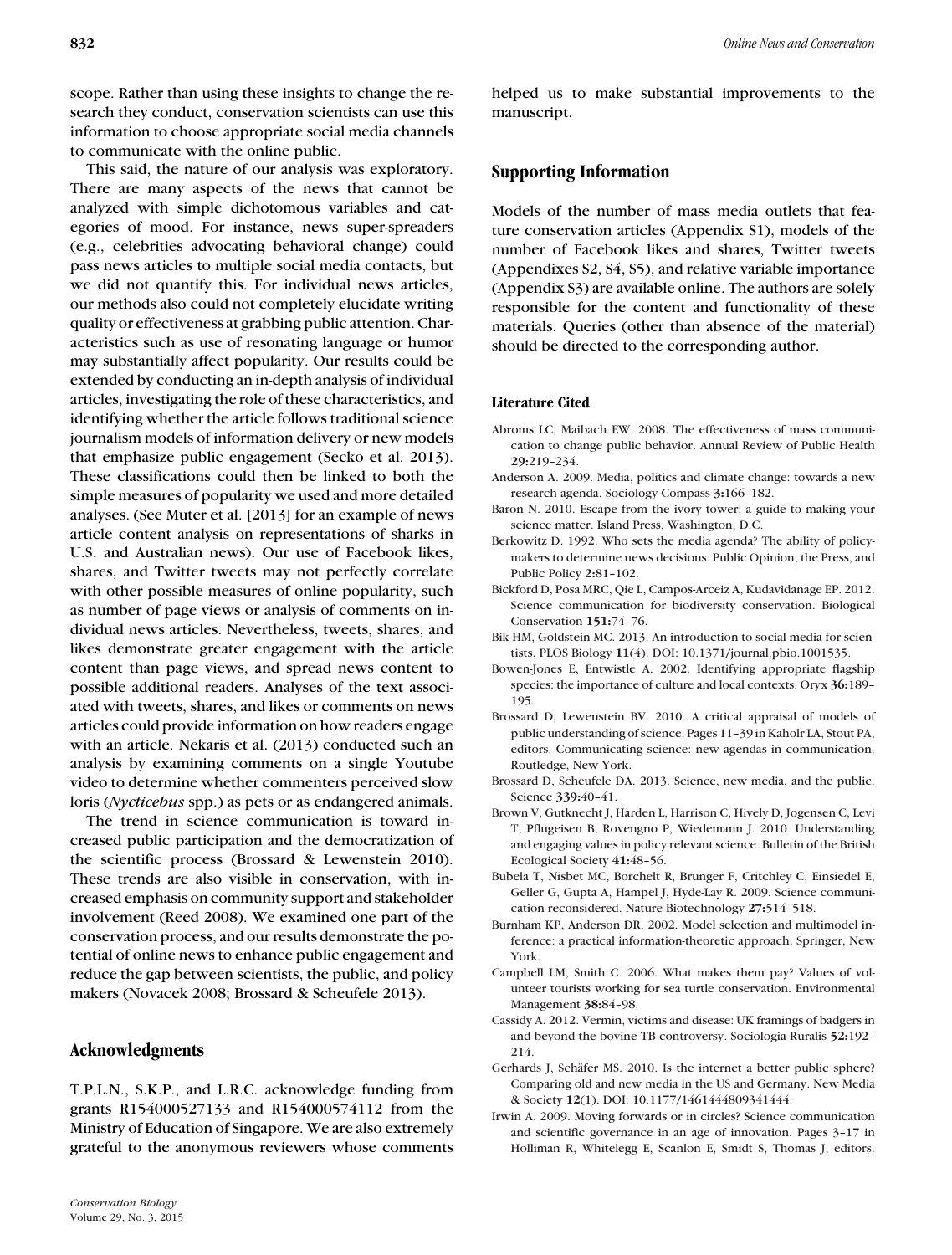scope. Rather than using these insights to change the research they conduct, conservation scientists can use this information to choose appropriate social media channels to communicate with the online public.

This said, the nature of our analysis was exploratory. There are many aspects of the news that cannot be analyzed with simple dichotomous variables and categories of mood. For instance, news super-spreaders (e.g., celebrities advocating behavioral change) could pass news articles to multiple social media contacts, but we did not quantify this. For individual news articles, our methods also could not completely elucidate writing quality or effectiveness at grabbing public attention. Characteristics such as use of resonating language or humor may substantially affect popularity. Our results could be extended by conducting an in-depth analysis of individual articles, investigating the role of these characteristics, and identifying whether the article follows traditional science journalism models of information delivery or new models that emphasize public engagement (Secko et al. 2013). These classifications could then be linked to both the simple measures of popularity we used and more detailed analyses. (See Muter et al. [2013] for an example of news article content analysis on representations of sharks in U.S. and Australian news). Our use of Facebook likes, shares, and Twitter tweets may not perfectly correlate with other possible measures of online popularity, such as number of page views or analysis of comments on individual news articles. Nevertheless, tweets, shares, and likes demonstrate greater engagement with the article content than page views, and spread news content to possible additional readers. Analyses of the text associated with tweets, shares, and likes or comments on news articles could provide information on how readers engage with an article. Nekaris et al. (2013) conducted such an analysis by examining comments on a single Youtube video to determine whether commenters perceived slow loris (*Nycticebus* spp.) as pets or as endangered animals.

The trend in science communication is toward increased public participation and the democratization of the scientific process (Brossard & Lewenstein 2010). These trends are also visible in conservation, with increased emphasis on community support and stakeholder involvement (Reed 2008). We examined one part of the conservation process, and our results demonstrate the potential of online news to enhance public engagement and reduce the gap between scientists, the public, and policy makers (Novacek 2008; Brossard & Scheufele 2013).

## Acknowledgments

T.P.L.N., S.K.P., and L.R.C. acknowledge funding from grants R154000527133 and R154000574112 from the Ministry of Education of Singapore. We are also extremely grateful to the anonymous reviewers whose comments helped us to make substantial improvements to the manuscript.

## Supporting Information

Models of the number of mass media outlets that feature conservation articles (Appendix S1), models of the number of Facebook likes and shares, Twitter tweets (Appendixes S2, S4, S5), and relative variable importance (Appendix S3) are available online. The authors are solely responsible for the content and functionality of these materials. Queries (other than absence of the material) should be directed to the corresponding author.

### Literature Cited

Abroms LC, Maibach EW. 2008. The effectiveness of mass communication to change public behavior. Annual Review of Public Health **29:**219–234.

Anderson A. 2009. Media, politics and climate change: towards a new research agenda. Sociology Compass **3:**166–182.

Baron N. 2010. Escape from the ivory tower: a guide to making your science matter. Island Press, Washington, D.C.

Berkowitz D. 1992. Who sets the media agenda? The ability of policymakers to determine news decisions. Public Opinion, the Press, and Public Policy **2:**81–102.

Bickford D, Posa MRC, Qie L, Campos-Arceiz A, Kudavidanage EP. 2012. Science communication for biodiversity conservation. Biological Conservation **151:**74–76.

Bik HM, Goldstein MC. 2013. An introduction to social media for scientists. PLOS Biology **11**(4). DOI: 10.1371/journal.pbio.1001535.

Bowen-Jones E, Entwistle A. 2002. Identifying appropriate flagship species: the importance of culture and local contexts. Oryx **36:**189–195.

Brossard D, Lewenstein BV. 2010. A critical appraisal of models of public understanding of science. Pages 11–39 in Kaholr LA, Stout PA, editors. Communicating science: new agendas in communication. Routledge, New York.

Brossard D, Scheufele DA. 2013. Science, new media, and the public. Science **339:**40–41.

Brown V, Gutknecht J, Harden L, Harrison C, Hively D, Jogensen C, Levi T, Pflugeisen B, Rovengno P, Wiedemann J. 2010. Understanding and engaging values in policy relevant science. Bulletin of the British Ecological Society **41:**48–56.

Bubela T, Nisbet MC, Borchelt R, Brunger F, Critchley C, Einsiedel E, Geller G, Gupta A, Hampel J, Hyde-Lay R. 2009. Science communication reconsidered. Nature Biotechnology **27:**514–518.

Burnham KP, Anderson DR. 2002. Model selection and multimodel inference: a practical information-theoretic approach. Springer, New York.

Campbell LM, Smith C. 2006. What makes them pay? Values of volunteer tourists working for sea turtle conservation. Environmental Management **38:**84–98.

Cassidy A. 2012. Vermin, victims and disease: UK framings of badgers in and beyond the bovine TB controversy. Sociologia Ruralis **52:**192–214.

Gerhards J, Schäfer MS. 2010. Is the internet a better public sphere? Comparing old and new media in the US and Germany. New Media & Society **12**(1). DOI: 10.1177/1461444809341444.

Irwin A. 2009. Moving forwards or in circles? Science communication and scientific governance in an age of innovation. Pages 3–17 in Holliman R, Whitelegg E, Scanlon E, Smidt S, Thomas J, editors.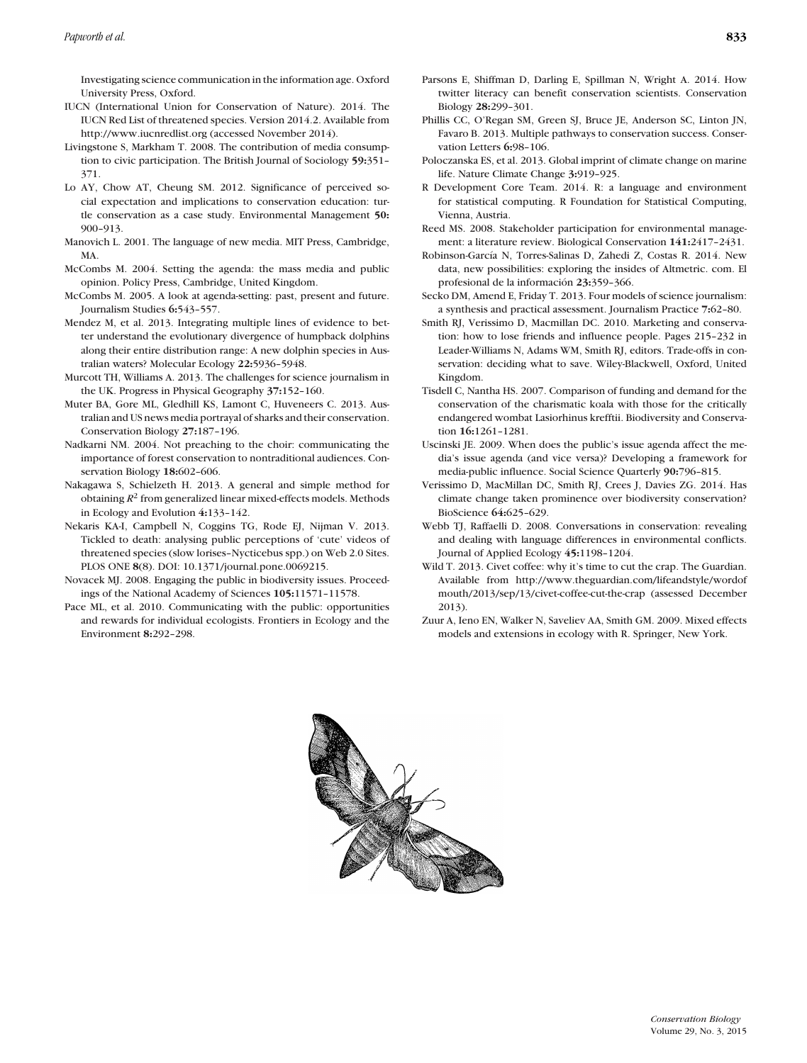Investigating science communication in the information age. Oxford University Press, Oxford.

IUCN (International Union for Conservation of Nature). 2014. The IUCN Red List of threatened species. Version 2014.2. Available from http://www.iucnredlist.org (accessed November 2014).

Livingstone S, Markham T. 2008. The contribution of media consumption to civic participation. The British Journal of Sociology **59:**351–371.

Lo AY, Chow AT, Cheung SM. 2012. Significance of perceived social expectation and implications to conservation education: turtle conservation as a case study. Environmental Management **50:** 900–913.

Manovich L. 2001. The language of new media. MIT Press, Cambridge, MA.

McCombs M. 2004. Setting the agenda: the mass media and public opinion. Policy Press, Cambridge, United Kingdom.

McCombs M. 2005. A look at agenda-setting: past, present and future. Journalism Studies **6:**543–557.

Mendez M, et al. 2013. Integrating multiple lines of evidence to better understand the evolutionary divergence of humpback dolphins along their entire distribution range: A new dolphin species in Australian waters? Molecular Ecology **22:**5936–5948.

Murcott TH, Williams A. 2013. The challenges for science journalism in the UK. Progress in Physical Geography **37:**152–160.

Muter BA, Gore ML, Gledhill KS, Lamont C, Huveneers C. 2013. Australian and US news media portrayal of sharks and their conservation. Conservation Biology **27:**187–196.

Nadkarni NM. 2004. Not preaching to the choir: communicating the importance of forest conservation to nontraditional audiences. Conservation Biology **18:**602–606.

Nakagawa S, Schielzeth H. 2013. A general and simple method for obtaining $R^2$ from generalized linear mixed-effects models. Methods in Ecology and Evolution **4:**133–142.

Nekaris KA-I, Campbell N, Coggins TG, Rode EJ, Nijman V. 2013. Tickled to death: analysing public perceptions of 'cute' videos of threatened species (slow lorises–Nycticebus spp.) on Web 2.0 Sites. PLOS ONE **8**(8). DOI: 10.1371/journal.pone.0069215.

Novacek MJ. 2008. Engaging the public in biodiversity issues. Proceedings of the National Academy of Sciences **105:**11571–11578.

Pace ML, et al. 2010. Communicating with the public: opportunities and rewards for individual ecologists. Frontiers in Ecology and the Environment **8:**292–298.

Parsons E, Shiffman D, Darling E, Spillman N, Wright A. 2014. How twitter literacy can benefit conservation scientists. Conservation Biology **28:**299–301.

Phillis CC, O'Regan SM, Green SJ, Bruce JE, Anderson SC, Linton JN, Favaro B. 2013. Multiple pathways to conservation success. Conservation Letters **6:**98–106.

Poloczanska ES, et al. 2013. Global imprint of climate change on marine life. Nature Climate Change **3:**919–925.

R Development Core Team. 2014. R: a language and environment for statistical computing. R Foundation for Statistical Computing, Vienna, Austria.

Reed MS. 2008. Stakeholder participation for environmental management: a literature review. Biological Conservation **141:**2417–2431.

Robinson-García N, Torres-Salinas D, Zahedi Z, Costas R. 2014. New data, new possibilities: exploring the insides of Altmetric. com. El profesional de la información **23:**359–366.

Secko DM, Amend E, Friday T. 2013. Four models of science journalism: a synthesis and practical assessment. Journalism Practice **7:**62–80.

Smith RJ, Verissimo D, Macmillan DC. 2010. Marketing and conservation: how to lose friends and influence people. Pages 215–232 in Leader-Williams N, Adams WM, Smith RJ, editors. Trade-offs in conservation: deciding what to save. Wiley-Blackwell, Oxford, United Kingdom.

Tisdell C, Nantha HS. 2007. Comparison of funding and demand for the conservation of the charismatic koala with those for the critically endangered wombat Lasiorhinus krefftii. Biodiversity and Conservation **16:**1261–1281.

Uscinski JE. 2009. When does the public's issue agenda affect the media's issue agenda (and vice versa)? Developing a framework for media-public influence. Social Science Quarterly **90:**796–815.

Verissimo D, MacMillan DC, Smith RJ, Crees J, Davies ZG. 2014. Has climate change taken prominence over biodiversity conservation? BioScience **64:**625–629.

Webb TJ, Raffaelli D. 2008. Conversations in conservation: revealing and dealing with language differences in environmental conflicts. Journal of Applied Ecology **45:**1198–1204.

Wild T. 2013. Civet coffee: why it's time to cut the crap. The Guardian. Available from http://www.theguardian.com/lifeandstyle/wordofmouth/2013/sep/13/civet-coffee-cut-the-crap (assessed December 2013).

Zuur A, Ieno EN, Walker N, Saveliev AA, Smith GM. 2009. Mixed effects models and extensions in ecology with R. Springer, New York.